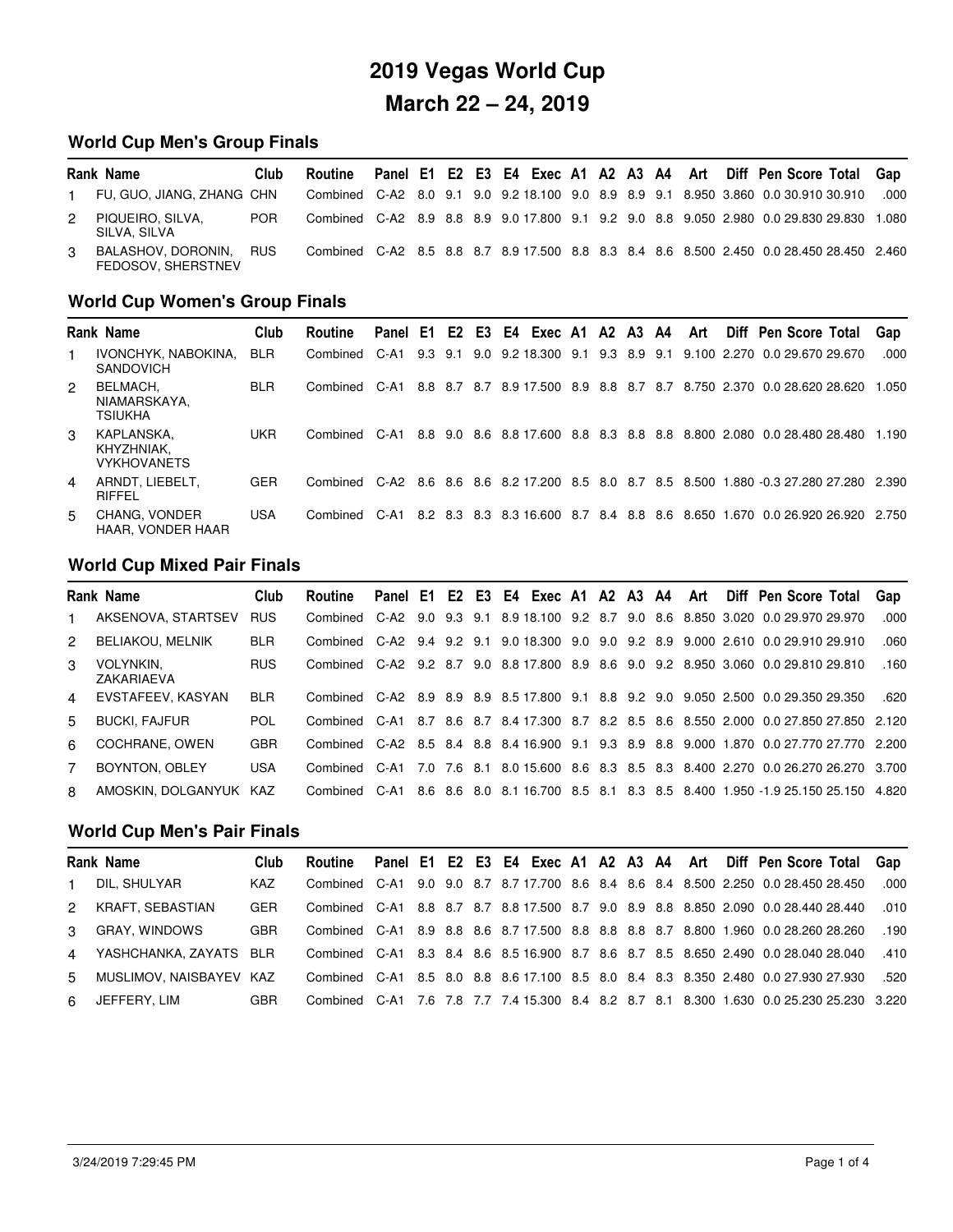# 2019 Vegas World Cup

# March 22 – 24, 2019

## World Cup Men's Group Finals

| Rank | Name | Club | Routine | Panel | E1 | E2 | E3 | E4 | Exec | A1 | A2 | A3 | A4 | Art | Diff | Pen | Score | Total | Gap |
|---|---|---|---|---|---|---|---|---|---|---|---|---|---|---|---|---|---|---|---|
| 1 | FU, GUO, JIANG, ZHANG | CHN | Combined | C-A2 | 8.0 | 9.1 | 9.0 | 9.2 | 18.100 | 9.0 | 8.9 | 8.9 | 9.1 | 8.950 | 3.860 | 0.0 | 30.910 | 30.910 | .000 |
| 2 | PIQUEIRO, SILVA, SILVA, SILVA | POR | Combined | C-A2 | 8.9 | 8.8 | 8.9 | 9.0 | 17.800 | 9.1 | 9.2 | 9.0 | 8.8 | 9.050 | 2.980 | 0.0 | 29.830 | 29.830 | 1.080 |
| 3 | BALASHOV, DORONIN, FEDOSOV, SHERSTNEV | RUS | Combined | C-A2 | 8.5 | 8.8 | 8.7 | 8.9 | 17.500 | 8.8 | 8.3 | 8.4 | 8.6 | 8.500 | 2.450 | 0.0 | 28.450 | 28.450 | 2.460 |

## World Cup Women's Group Finals

| Rank | Name | Club | Routine | Panel | E1 | E2 | E3 | E4 | Exec | A1 | A2 | A3 | A4 | Art | Diff | Pen | Score | Total | Gap |
|---|---|---|---|---|---|---|---|---|---|---|---|---|---|---|---|---|---|---|---|
| 1 | IVONCHYK, NABOKINA, SANDOVICH | BLR | Combined | C-A1 | 9.3 | 9.1 | 9.0 | 9.2 | 18.300 | 9.1 | 9.3 | 8.9 | 9.1 | 9.100 | 2.270 | 0.0 | 29.670 | 29.670 | .000 |
| 2 | BELMACH, NIAMARSKAYA, TSIUKHA | BLR | Combined | C-A1 | 8.8 | 8.7 | 8.7 | 8.9 | 17.500 | 8.9 | 8.8 | 8.7 | 8.7 | 8.750 | 2.370 | 0.0 | 28.620 | 28.620 | 1.050 |
| 3 | KAPLANSKA, KHYZHNIAK, VYKHOVANETS | UKR | Combined | C-A1 | 8.8 | 9.0 | 8.6 | 8.8 | 17.600 | 8.8 | 8.3 | 8.8 | 8.8 | 8.800 | 2.080 | 0.0 | 28.480 | 28.480 | 1.190 |
| 4 | ARNDT, LIEBELT, RIFFEL | GER | Combined | C-A2 | 8.6 | 8.6 | 8.6 | 8.2 | 17.200 | 8.5 | 8.0 | 8.7 | 8.5 | 8.500 | 1.880 | -0.3 | 27.280 | 27.280 | 2.390 |
| 5 | CHANG, VONDER HAAR, VONDER HAAR | USA | Combined | C-A1 | 8.2 | 8.3 | 8.3 | 8.3 | 16.600 | 8.7 | 8.4 | 8.8 | 8.6 | 8.650 | 1.670 | 0.0 | 26.920 | 26.920 | 2.750 |

## World Cup Mixed Pair Finals

| Rank | Name | Club | Routine | Panel | E1 | E2 | E3 | E4 | Exec | A1 | A2 | A3 | A4 | Art | Diff | Pen | Score | Total | Gap |
|---|---|---|---|---|---|---|---|---|---|---|---|---|---|---|---|---|---|---|---|
| 1 | AKSENOVA, STARTSEV | RUS | Combined | C-A2 | 9.0 | 9.3 | 9.1 | 8.9 | 18.100 | 9.2 | 8.7 | 9.0 | 8.6 | 8.850 | 3.020 | 0.0 | 29.970 | 29.970 | .000 |
| 2 | BELIAKOU, MELNIK | BLR | Combined | C-A2 | 9.4 | 9.2 | 9.1 | 9.0 | 18.300 | 9.0 | 9.0 | 9.2 | 8.9 | 9.000 | 2.610 | 0.0 | 29.910 | 29.910 | .060 |
| 3 | VOLYNKIN, ZAKARIAEVA | RUS | Combined | C-A2 | 9.2 | 8.7 | 9.0 | 8.8 | 17.800 | 8.9 | 8.6 | 9.0 | 9.2 | 8.950 | 3.060 | 0.0 | 29.810 | 29.810 | .160 |
| 4 | EVSTAFEEV, KASYAN | BLR | Combined | C-A2 | 8.9 | 8.9 | 8.9 | 8.5 | 17.800 | 9.1 | 8.8 | 9.2 | 9.0 | 9.050 | 2.500 | 0.0 | 29.350 | 29.350 | .620 |
| 5 | BUCKI, FAJFUR | POL | Combined | C-A1 | 8.7 | 8.6 | 8.7 | 8.4 | 17.300 | 8.7 | 8.2 | 8.5 | 8.6 | 8.550 | 2.000 | 0.0 | 27.850 | 27.850 | 2.120 |
| 6 | COCHRANE, OWEN | GBR | Combined | C-A2 | 8.5 | 8.4 | 8.8 | 8.4 | 16.900 | 9.1 | 9.3 | 8.9 | 8.8 | 9.000 | 1.870 | 0.0 | 27.770 | 27.770 | 2.200 |
| 7 | BOYNTON, OBLEY | USA | Combined | C-A1 | 7.0 | 7.6 | 8.1 | 8.0 | 15.600 | 8.6 | 8.3 | 8.5 | 8.3 | 8.400 | 2.270 | 0.0 | 26.270 | 26.270 | 3.700 |
| 8 | AMOSKIN, DOLGANYUK | KAZ | Combined | C-A1 | 8.6 | 8.6 | 8.0 | 8.1 | 16.700 | 8.5 | 8.1 | 8.3 | 8.5 | 8.400 | 1.950 | -1.9 | 25.150 | 25.150 | 4.820 |

## World Cup Men's Pair Finals

| Rank | Name | Club | Routine | Panel | E1 | E2 | E3 | E4 | Exec | A1 | A2 | A3 | A4 | Art | Diff | Pen | Score | Total | Gap |
|---|---|---|---|---|---|---|---|---|---|---|---|---|---|---|---|---|---|---|---|
| 1 | DIL, SHULYAR | KAZ | Combined | C-A1 | 9.0 | 9.0 | 8.7 | 8.7 | 17.700 | 8.6 | 8.4 | 8.6 | 8.4 | 8.500 | 2.250 | 0.0 | 28.450 | 28.450 | .000 |
| 2 | KRAFT, SEBASTIAN | GER | Combined | C-A1 | 8.8 | 8.7 | 8.7 | 8.8 | 17.500 | 8.7 | 9.0 | 8.9 | 8.8 | 8.850 | 2.090 | 0.0 | 28.440 | 28.440 | .010 |
| 3 | GRAY, WINDOWS | GBR | Combined | C-A1 | 8.9 | 8.8 | 8.6 | 8.7 | 17.500 | 8.8 | 8.8 | 8.8 | 8.7 | 8.800 | 1.960 | 0.0 | 28.260 | 28.260 | .190 |
| 4 | YASHCHANKA, ZAYATS | BLR | Combined | C-A1 | 8.3 | 8.4 | 8.6 | 8.5 | 16.900 | 8.7 | 8.6 | 8.7 | 8.5 | 8.650 | 2.490 | 0.0 | 28.040 | 28.040 | .410 |
| 5 | MUSLIMOV, NAISBAYEV | KAZ | Combined | C-A1 | 8.5 | 8.0 | 8.8 | 8.6 | 17.100 | 8.5 | 8.0 | 8.4 | 8.3 | 8.350 | 2.480 | 0.0 | 27.930 | 27.930 | .520 |
| 6 | JEFFERY, LIM | GBR | Combined | C-A1 | 7.6 | 7.8 | 7.7 | 7.4 | 15.300 | 8.4 | 8.2 | 8.7 | 8.1 | 8.300 | 1.630 | 0.0 | 25.230 | 25.230 | 3.220 |

3/24/2019 7:29:45 PM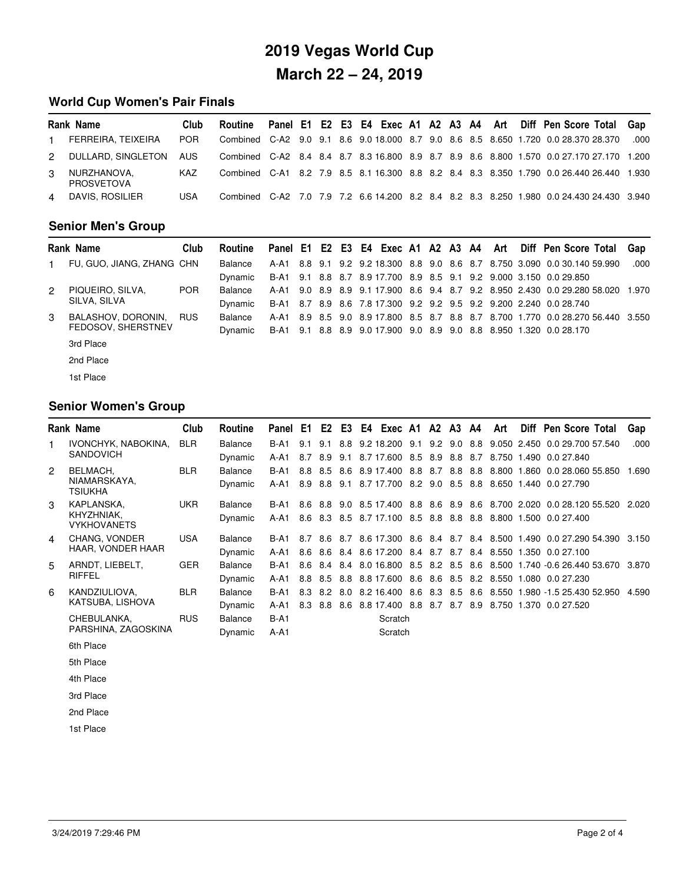# 2019 Vegas World Cup

# March 22 – 24, 2019

## World Cup Women's Pair Finals

| Rank | Name | Club | Routine | Panel | E1 | E2 | E3 | E4 | Exec | A1 | A2 | A3 | A4 | Art | Diff | Pen | Score | Total | Gap |
|---|---|---|---|---|---|---|---|---|---|---|---|---|---|---|---|---|---|---|---|
| 1 | FERREIRA, TEIXEIRA | POR | Combined | C-A2 | 9.0 | 9.1 | 8.6 | 9.0 | 18.000 | 8.7 | 9.0 | 8.6 | 8.5 | 8.650 | 1.720 | 0.0 | 28.370 | 28.370 | .000 |
| 2 | DULLARD, SINGLETON | AUS | Combined | C-A2 | 8.4 | 8.4 | 8.7 | 8.3 | 16.800 | 8.9 | 8.7 | 8.9 | 8.6 | 8.800 | 1.570 | 0.0 | 27.170 | 27.170 | 1.200 |
| 3 | NURZHANOVA, PROSVETOVA | KAZ | Combined | C-A1 | 8.2 | 7.9 | 8.5 | 8.1 | 16.300 | 8.8 | 8.2 | 8.4 | 8.3 | 8.350 | 1.790 | 0.0 | 26.440 | 26.440 | 1.930 |
| 4 | DAVIS, ROSILIER | USA | Combined | C-A2 | 7.0 | 7.9 | 7.2 | 6.6 | 14.200 | 8.2 | 8.4 | 8.2 | 8.3 | 8.250 | 1.980 | 0.0 | 24.430 | 24.430 | 3.940 |

## Senior Men's Group

| Rank | Name | Club | Routine | Panel | E1 | E2 | E3 | E4 | Exec | A1 | A2 | A3 | A4 | Art | Diff | Pen | Score | Total | Gap |
|---|---|---|---|---|---|---|---|---|---|---|---|---|---|---|---|---|---|---|---|
| 1 | FU, GUO, JIANG, ZHANG | CHN | Balance | A-A1 | 8.8 | 9.1 | 9.2 | 9.2 | 18.300 | 8.8 | 9.0 | 8.6 | 8.7 | 8.750 | 3.090 | 0.0 | 30.140 | 59.990 | .000 |
| | | | Dynamic | B-A1 | 9.1 | 8.8 | 8.7 | 8.9 | 17.700 | 8.9 | 8.5 | 9.1 | 9.2 | 9.000 | 3.150 | 0.0 | 29.850 | | |
| 2 | PIQUEIRO, SILVA, SILVA, SILVA | POR | Balance | A-A1 | 9.0 | 8.9 | 8.9 | 9.1 | 17.900 | 8.6 | 9.4 | 8.7 | 9.2 | 8.950 | 2.430 | 0.0 | 29.280 | 58.020 | 1.970 |
| | | | Dynamic | B-A1 | 8.7 | 8.9 | 8.6 | 7.8 | 17.300 | 9.2 | 9.2 | 9.5 | 9.2 | 9.200 | 2.240 | 0.0 | 28.740 | | |
| 3 | BALASHOV, DORONIN, FEDOSOV, SHERSTNEV | RUS | Balance | A-A1 | 8.9 | 8.5 | 9.0 | 8.9 | 17.800 | 8.5 | 8.7 | 8.8 | 8.7 | 8.700 | 1.770 | 0.0 | 28.270 | 56.440 | 3.550 |
| | | | Dynamic | B-A1 | 9.1 | 8.8 | 8.9 | 9.0 | 17.900 | 9.0 | 8.9 | 9.0 | 8.8 | 8.950 | 1.320 | 0.0 | 28.170 | | |

3rd Place

2nd Place

1st Place

## Senior Women's Group

| Rank | Name | Club | Routine | Panel | E1 | E2 | E3 | E4 | Exec | A1 | A2 | A3 | A4 | Art | Diff | Pen | Score | Total | Gap |
|---|---|---|---|---|---|---|---|---|---|---|---|---|---|---|---|---|---|---|---|
| 1 | IVONCHYK, NABOKINA, SANDOVICH | BLR | Balance | B-A1 | 9.1 | 9.1 | 8.8 | 9.2 | 18.200 | 9.1 | 9.2 | 9.0 | 8.8 | 9.050 | 2.450 | 0.0 | 29.700 | 57.540 | .000 |
| | | | Dynamic | A-A1 | 8.7 | 8.9 | 9.1 | 8.7 | 17.600 | 8.5 | 8.9 | 8.8 | 8.7 | 8.750 | 1.490 | 0.0 | 27.840 | | |
| 2 | BELMACH, NIAMARSKAYA, TSIUKHA | BLR | Balance | B-A1 | 8.8 | 8.5 | 8.6 | 8.9 | 17.400 | 8.8 | 8.7 | 8.8 | 8.8 | 8.800 | 1.860 | 0.0 | 28.060 | 55.850 | 1.690 |
| | | | Dynamic | A-A1 | 8.9 | 8.8 | 9.1 | 8.7 | 17.700 | 8.2 | 9.0 | 8.5 | 8.8 | 8.650 | 1.440 | 0.0 | 27.790 | | |
| 3 | KAPLANSKA, KHYZHNIAK, VYKHOVANETS | UKR | Balance | B-A1 | 8.6 | 8.8 | 9.0 | 8.5 | 17.400 | 8.8 | 8.6 | 8.9 | 8.6 | 8.700 | 2.020 | 0.0 | 28.120 | 55.520 | 2.020 |
| | | | Dynamic | A-A1 | 8.6 | 8.3 | 8.5 | 8.7 | 17.100 | 8.5 | 8.8 | 8.8 | 8.8 | 8.800 | 1.500 | 0.0 | 27.400 | | |
| 4 | CHANG, VONDER HAAR, VONDER HAAR | USA | Balance | B-A1 | 8.7 | 8.6 | 8.7 | 8.6 | 17.300 | 8.6 | 8.4 | 8.7 | 8.4 | 8.500 | 1.490 | 0.0 | 27.290 | 54.390 | 3.150 |
| | | | Dynamic | A-A1 | 8.6 | 8.6 | 8.4 | 8.6 | 17.200 | 8.4 | 8.7 | 8.7 | 8.4 | 8.550 | 1.350 | 0.0 | 27.100 | | |
| 5 | ARNDT, LIEBELT, RIFFEL | GER | Balance | B-A1 | 8.6 | 8.4 | 8.4 | 8.0 | 16.800 | 8.5 | 8.2 | 8.5 | 8.6 | 8.500 | 1.740 | -0.6 | 26.440 | 53.670 | 3.870 |
| | | | Dynamic | A-A1 | 8.8 | 8.5 | 8.8 | 8.8 | 17.600 | 8.6 | 8.6 | 8.5 | 8.2 | 8.550 | 1.080 | 0.0 | 27.230 | | |
| 6 | KANDZIULIOVA, KATSUBA, LISHOVA | BLR | Balance | B-A1 | 8.3 | 8.2 | 8.0 | 8.2 | 16.400 | 8.6 | 8.3 | 8.5 | 8.6 | 8.550 | 1.980 | -1.5 | 25.430 | 52.950 | 4.590 |
| | | | Dynamic | A-A1 | 8.3 | 8.8 | 8.6 | 8.8 | 17.400 | 8.8 | 8.7 | 8.7 | 8.9 | 8.750 | 1.370 | 0.0 | 27.520 | | |
| | CHEBULANKA, PARSHINA, ZAGOSKINA | RUS | Balance | B-A1 | | | | | Scratch | | | | | | | | | | |
| | | | Dynamic | A-A1 | | | | | Scratch | | | | | | | | | | |

6th Place

5th Place

4th Place

3rd Place

2nd Place

1st Place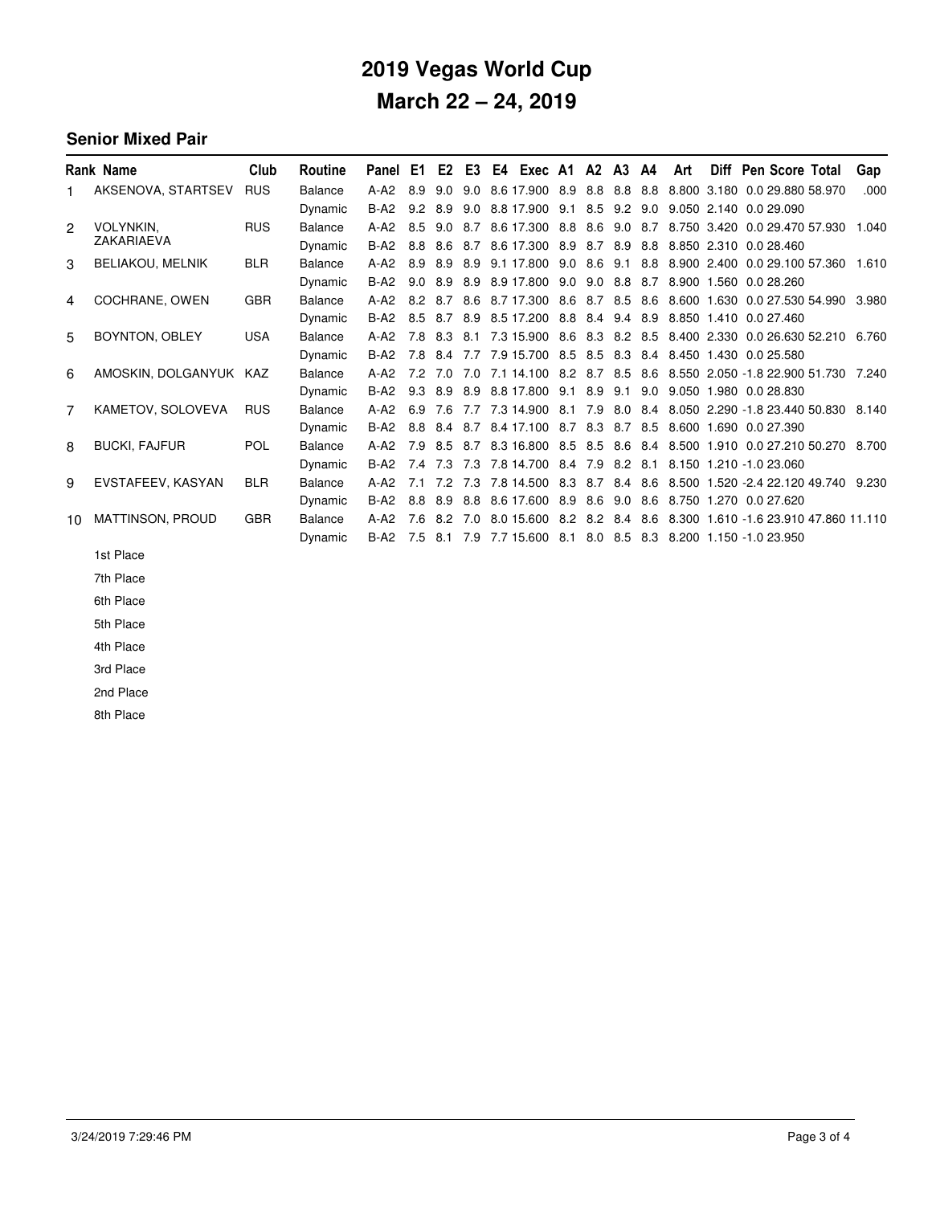# 2019 Vegas World Cup

## March 22 – 24, 2019

### Senior Mixed Pair

| Rank | Name | Club | Routine | Panel | E1 | E2 | E3 | E4 | Exec | A1 | A2 | A3 | A4 | Art | Diff | Pen | Score | Total | Gap |
|---|---|---|---|---|---|---|---|---|---|---|---|---|---|---|---|---|---|---|---|
| 1 | AKSENOVA, STARTSEV | RUS | Balance | A-A2 | 8.9 | 9.0 | 9.0 | 8.6 | 17.900 | 8.9 | 8.8 | 8.8 | 8.8 | 8.800 | 3.180 | 0.0 | 29.880 | 58.970 | .000 |
| | | | Dynamic | B-A2 | 9.2 | 8.9 | 9.0 | 8.8 | 17.900 | 9.1 | 8.5 | 9.2 | 9.0 | 9.050 | 2.140 | 0.0 | 29.090 | | |
| 2 | VOLYNKIN, ZAKARIAEVA | RUS | Balance | A-A2 | 8.5 | 9.0 | 8.7 | 8.6 | 17.300 | 8.8 | 8.6 | 9.0 | 8.7 | 8.750 | 3.420 | 0.0 | 29.470 | 57.930 | 1.040 |
| | | | Dynamic | B-A2 | 8.8 | 8.6 | 8.7 | 8.6 | 17.300 | 8.9 | 8.7 | 8.9 | 8.8 | 8.850 | 2.310 | 0.0 | 28.460 | | |
| 3 | BELIAKOU, MELNIK | BLR | Balance | A-A2 | 8.9 | 8.9 | 8.9 | 9.1 | 17.800 | 9.0 | 8.6 | 9.1 | 8.8 | 8.900 | 2.400 | 0.0 | 29.100 | 57.360 | 1.610 |
| | | | Dynamic | B-A2 | 9.0 | 8.9 | 8.9 | 8.9 | 17.800 | 9.0 | 9.0 | 8.8 | 8.7 | 8.900 | 1.560 | 0.0 | 28.260 | | |
| 4 | COCHRANE, OWEN | GBR | Balance | A-A2 | 8.2 | 8.7 | 8.6 | 8.7 | 17.300 | 8.6 | 8.7 | 8.5 | 8.6 | 8.600 | 1.630 | 0.0 | 27.530 | 54.990 | 3.980 |
| | | | Dynamic | B-A2 | 8.5 | 8.7 | 8.9 | 8.5 | 17.200 | 8.8 | 8.4 | 9.4 | 8.9 | 8.850 | 1.410 | 0.0 | 27.460 | | |
| 5 | BOYNTON, OBLEY | USA | Balance | A-A2 | 7.8 | 8.3 | 8.1 | 7.3 | 15.900 | 8.6 | 8.3 | 8.2 | 8.5 | 8.400 | 2.330 | 0.0 | 26.630 | 52.210 | 6.760 |
| | | | Dynamic | B-A2 | 7.8 | 8.4 | 7.7 | 7.9 | 15.700 | 8.5 | 8.5 | 8.3 | 8.4 | 8.450 | 1.430 | 0.0 | 25.580 | | |
| 6 | AMOSKIN, DOLGANYUK | KAZ | Balance | A-A2 | 7.2 | 7.0 | 7.0 | 7.1 | 14.100 | 8.2 | 8.7 | 8.5 | 8.6 | 8.550 | 2.050 | -1.8 | 22.900 | 51.730 | 7.240 |
| | | | Dynamic | B-A2 | 9.3 | 8.9 | 8.9 | 8.8 | 17.800 | 9.1 | 8.9 | 9.1 | 9.0 | 9.050 | 1.980 | 0.0 | 28.830 | | |
| 7 | KAMETOV, SOLOVEVA | RUS | Balance | A-A2 | 6.9 | 7.6 | 7.7 | 7.3 | 14.900 | 8.1 | 7.9 | 8.0 | 8.4 | 8.050 | 2.290 | -1.8 | 23.440 | 50.830 | 8.140 |
| | | | Dynamic | B-A2 | 8.8 | 8.4 | 8.7 | 8.4 | 17.100 | 8.7 | 8.3 | 8.7 | 8.5 | 8.600 | 1.690 | 0.0 | 27.390 | | |
| 8 | BUCKI, FAJFUR | POL | Balance | A-A2 | 7.9 | 8.5 | 8.7 | 8.3 | 16.800 | 8.5 | 8.5 | 8.6 | 8.4 | 8.500 | 1.910 | 0.0 | 27.210 | 50.270 | 8.700 |
| | | | Dynamic | B-A2 | 7.4 | 7.3 | 7.3 | 7.8 | 14.700 | 8.4 | 7.9 | 8.2 | 8.1 | 8.150 | 1.210 | -1.0 | 23.060 | | |
| 9 | EVSTAFEEV, KASYAN | BLR | Balance | A-A2 | 7.1 | 7.2 | 7.3 | 7.8 | 14.500 | 8.3 | 8.7 | 8.4 | 8.6 | 8.500 | 1.520 | -2.4 | 22.120 | 49.740 | 9.230 |
| | | | Dynamic | B-A2 | 8.8 | 8.9 | 8.8 | 8.6 | 17.600 | 8.9 | 8.6 | 9.0 | 8.6 | 8.750 | 1.270 | 0.0 | 27.620 | | |
| 10 | MATTINSON, PROUD | GBR | Balance | A-A2 | 7.6 | 8.2 | 7.0 | 8.0 | 15.600 | 8.2 | 8.2 | 8.4 | 8.6 | 8.300 | 1.610 | -1.6 | 23.910 | 47.860 | 11.110 |
| | | | Dynamic | B-A2 | 7.5 | 8.1 | 7.9 | 7.7 | 15.600 | 8.1 | 8.0 | 8.5 | 8.3 | 8.200 | 1.150 | -1.0 | 23.950 | | |

1st Place

7th Place

6th Place

5th Place

4th Place

3rd Place

2nd Place

8th Place

3/24/2019 7:29:46 PM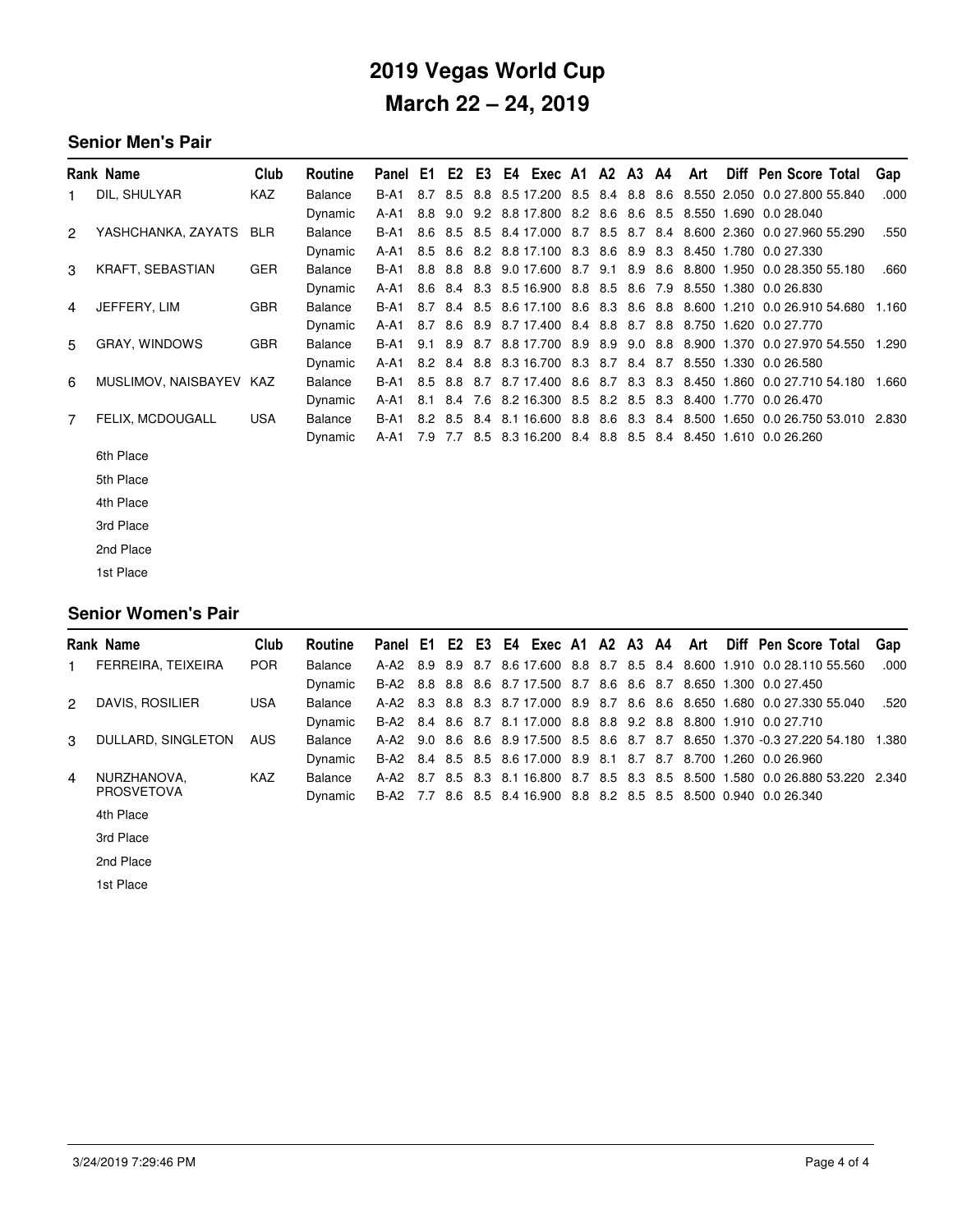# 2019 Vegas World Cup

# March 22 – 24, 2019

## Senior Men's Pair

| Rank | Name | Club | Routine | Panel | E1 | E2 | E3 | E4 | Exec | A1 | A2 | A3 | A4 | Art | Diff | Pen | Score | Total | Gap |
|---|---|---|---|---|---|---|---|---|---|---|---|---|---|---|---|---|---|---|---|
| 1 | DIL, SHULYAR | KAZ | Balance | B-A1 | 8.7 | 8.5 | 8.8 | 8.5 | 17.200 | 8.5 | 8.4 | 8.8 | 8.6 | 8.550 | 2.050 | 0.0 | 27.800 | 55.840 | .000 |
| | | | Dynamic | A-A1 | 8.8 | 9.0 | 9.2 | 8.8 | 17.800 | 8.2 | 8.6 | 8.6 | 8.5 | 8.550 | 1.690 | 0.0 | 28.040 | | |
| 2 | YASHCHANKA, ZAYATS | BLR | Balance | B-A1 | 8.6 | 8.5 | 8.5 | 8.4 | 17.000 | 8.7 | 8.5 | 8.7 | 8.4 | 8.600 | 2.360 | 0.0 | 27.960 | 55.290 | .550 |
| | | | Dynamic | A-A1 | 8.5 | 8.6 | 8.2 | 8.8 | 17.100 | 8.3 | 8.6 | 8.9 | 8.3 | 8.450 | 1.780 | 0.0 | 27.330 | | |
| 3 | KRAFT, SEBASTIAN | GER | Balance | B-A1 | 8.8 | 8.8 | 8.8 | 9.0 | 17.600 | 8.7 | 9.1 | 8.9 | 8.6 | 8.800 | 1.950 | 0.0 | 28.350 | 55.180 | .660 |
| | | | Dynamic | A-A1 | 8.6 | 8.4 | 8.3 | 8.5 | 16.900 | 8.8 | 8.5 | 8.6 | 7.9 | 8.550 | 1.380 | 0.0 | 26.830 | | |
| 4 | JEFFERY, LIM | GBR | Balance | B-A1 | 8.7 | 8.4 | 8.5 | 8.6 | 17.100 | 8.6 | 8.3 | 8.6 | 8.8 | 8.600 | 1.210 | 0.0 | 26.910 | 54.680 | 1.160 |
| | | | Dynamic | A-A1 | 8.7 | 8.6 | 8.9 | 8.7 | 17.400 | 8.4 | 8.8 | 8.7 | 8.8 | 8.750 | 1.620 | 0.0 | 27.770 | | |
| 5 | GRAY, WINDOWS | GBR | Balance | B-A1 | 9.1 | 8.9 | 8.7 | 8.8 | 17.700 | 8.9 | 8.9 | 9.0 | 8.8 | 8.900 | 1.370 | 0.0 | 27.970 | 54.550 | 1.290 |
| | | | Dynamic | A-A1 | 8.2 | 8.4 | 8.8 | 8.3 | 16.700 | 8.3 | 8.7 | 8.4 | 8.7 | 8.550 | 1.330 | 0.0 | 26.580 | | |
| 6 | MUSLIMOV, NAISBAYEV | KAZ | Balance | B-A1 | 8.5 | 8.8 | 8.7 | 8.7 | 17.400 | 8.6 | 8.7 | 8.3 | 8.3 | 8.450 | 1.860 | 0.0 | 27.710 | 54.180 | 1.660 |
| | | | Dynamic | A-A1 | 8.1 | 8.4 | 7.6 | 8.2 | 16.300 | 8.5 | 8.2 | 8.5 | 8.3 | 8.400 | 1.770 | 0.0 | 26.470 | | |
| 7 | FELIX, MCDOUGALL | USA | Balance | B-A1 | 8.2 | 8.5 | 8.4 | 8.1 | 16.600 | 8.8 | 8.6 | 8.3 | 8.4 | 8.500 | 1.650 | 0.0 | 26.750 | 53.010 | 2.830 |
| | | | Dynamic | A-A1 | 7.9 | 7.7 | 8.5 | 8.3 | 16.200 | 8.4 | 8.8 | 8.5 | 8.4 | 8.450 | 1.610 | 0.0 | 26.260 | | |

6th Place

5th Place

4th Place

3rd Place

2nd Place

1st Place

## Senior Women's Pair

| Rank | Name | Club | Routine | Panel | E1 | E2 | E3 | E4 | Exec | A1 | A2 | A3 | A4 | Art | Diff | Pen | Score | Total | Gap |
|---|---|---|---|---|---|---|---|---|---|---|---|---|---|---|---|---|---|---|---|
| 1 | FERREIRA, TEIXEIRA | POR | Balance | A-A2 | 8.9 | 8.9 | 8.7 | 8.6 | 17.600 | 8.8 | 8.7 | 8.5 | 8.4 | 8.600 | 1.910 | 0.0 | 28.110 | 55.560 | .000 |
| | | | Dynamic | B-A2 | 8.8 | 8.8 | 8.6 | 8.7 | 17.500 | 8.7 | 8.6 | 8.6 | 8.7 | 8.650 | 1.300 | 0.0 | 27.450 | | |
| 2 | DAVIS, ROSILIER | USA | Balance | A-A2 | 8.3 | 8.8 | 8.3 | 8.7 | 17.000 | 8.9 | 8.7 | 8.6 | 8.6 | 8.650 | 1.680 | 0.0 | 27.330 | 55.040 | .520 |
| | | | Dynamic | B-A2 | 8.4 | 8.6 | 8.7 | 8.1 | 17.000 | 8.8 | 8.8 | 9.2 | 8.8 | 8.800 | 1.910 | 0.0 | 27.710 | | |
| 3 | DULLARD, SINGLETON | AUS | Balance | A-A2 | 9.0 | 8.6 | 8.6 | 8.9 | 17.500 | 8.5 | 8.6 | 8.7 | 8.7 | 8.650 | 1.370 | -0.3 | 27.220 | 54.180 | 1.380 |
| | | | Dynamic | B-A2 | 8.4 | 8.5 | 8.5 | 8.6 | 17.000 | 8.9 | 8.1 | 8.7 | 8.7 | 8.700 | 1.260 | 0.0 | 26.960 | | |
| 4 | NURZHANOVA, PROSVETOVA | KAZ | Balance | A-A2 | 8.7 | 8.5 | 8.3 | 8.1 | 16.800 | 8.7 | 8.5 | 8.3 | 8.5 | 8.500 | 1.580 | 0.0 | 26.880 | 53.220 | 2.340 |
| | | | Dynamic | B-A2 | 7.7 | 8.6 | 8.5 | 8.4 | 16.900 | 8.8 | 8.2 | 8.5 | 8.5 | 8.500 | 0.940 | 0.0 | 26.340 | | |

4th Place

3rd Place

2nd Place

1st Place

3/24/2019 7:29:46 PM